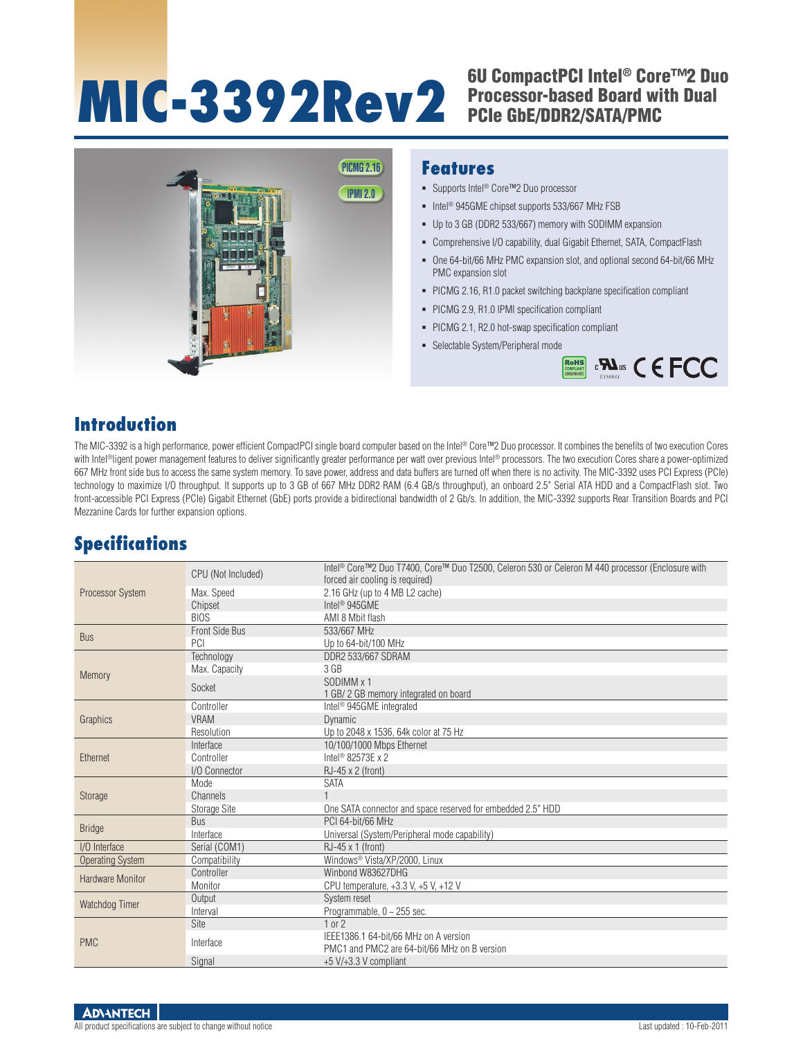# MIC-3392Rev2

## 6U CompactPCI Intel® Core™2 Duo Processor-based Board with Dual PCIe GbE/DDR2/SATA/PMC

PICMG 2.16

IPMI 2.0

## Features

- Supports Intel® Core™2 Duo processor
- Intel® 945GME chipset supports 533/667 MHz FSB
- Up to 3 GB (DDR2 533/667) memory with SODIMM expansion
- Comprehensive I/O capability, dual Gigabit Ethernet, SATA, CompactFlash
- One 64-bit/66 MHz PMC expansion slot, and optional second 64-bit/66 MHz PMC expansion slot
- PICMG 2.16, R1.0 packet switching backplane specification compliant
- PICMG 2.9, R1.0 IPMI specification compliant
- PICMG 2.1, R2.0 hot-swap specification compliant
- Selectable System/Peripheral mode

RoHS COMPLIANT 2002/95/EC  c UL us E159831  CE FCC

## Introduction

The MIC-3392 is a high performance, power efficient CompactPCI single board computer based on the Intel® Core™2 Duo processor. It combines the benefits of two execution Cores with Intel®ligent power management features to deliver significantly greater performance per watt over previous Intel® processors. The two execution Cores share a power-optimized 667 MHz front side bus to access the same system memory. To save power, address and data buffers are turned off when there is no activity. The MIC-3392 uses PCI Express (PCIe) technology to maximize I/O throughput. It supports up to 3 GB of 667 MHz DDR2 RAM (6.4 GB/s throughput), an onboard 2.5" Serial ATA HDD and a CompactFlash slot. Two front-accessible PCI Express (PCIe) Gigabit Ethernet (GbE) ports provide a bidirectional bandwidth of 2 Gb/s. In addition, the MIC-3392 supports Rear Transition Boards and PCI Mezzanine Cards for further expansion options.

## Specifications

| | | |
|---|---|---|
| Processor System | CPU (Not Included) | Intel® Core™2 Duo T7400, Core™ Duo T2500, Celeron 530 or Celeron M 440 processor (Enclosure with forced air cooling is required) |
| | Max. Speed | 2.16 GHz (up to 4 MB L2 cache) |
| | Chipset | Intel® 945GME |
| | BIOS | AMI 8 Mbit flash |
| Bus | Front Side Bus | 533/667 MHz |
| | PCI | Up to 64-bit/100 MHz |
| Memory | Technology | DDR2 533/667 SDRAM |
| | Max. Capacity | 3 GB |
| | Socket | SODIMM x 1<br>1 GB/ 2 GB memory integrated on board |
| Graphics | Controller | Intel® 945GME integrated |
| | VRAM | Dynamic |
| | Resolution | Up to 2048 x 1536, 64k color at 75 Hz |
| Ethernet | Interface | 10/100/1000 Mbps Ethernet |
| | Controller | Intel® 82573E x 2 |
| | I/O Connector | RJ-45 x 2 (front) |
| Storage | Mode | SATA |
| | Channels | 1 |
| | Storage Site | One SATA connector and space reserved for embedded 2.5" HDD |
| Bridge | Bus | PCI 64-bit/66 MHz |
| | Interface | Universal (System/Peripheral mode capability) |
| I/O Interface | Serial (COM1) | RJ-45 x 1 (front) |
| Operating System | Compatibility | Windows® Vista/XP/2000, Linux |
| Hardware Monitor | Controller | Winbond W83627DHG |
| | Monitor | CPU temperature, +3.3 V, +5 V, +12 V |
| Watchdog Timer | Output | System reset |
| | Interval | Programmable, 0 ~ 255 sec. |
| PMC | Site | 1 or 2 |
| | Interface | IEEE1386.1 64-bit/66 MHz on A version<br>PMC1 and PMC2 are 64-bit/66 MHz on B version |
| | Signal | +5 V/+3.3 V compliant |

All product specifications are subject to change without notice

Last updated : 10-Feb-2011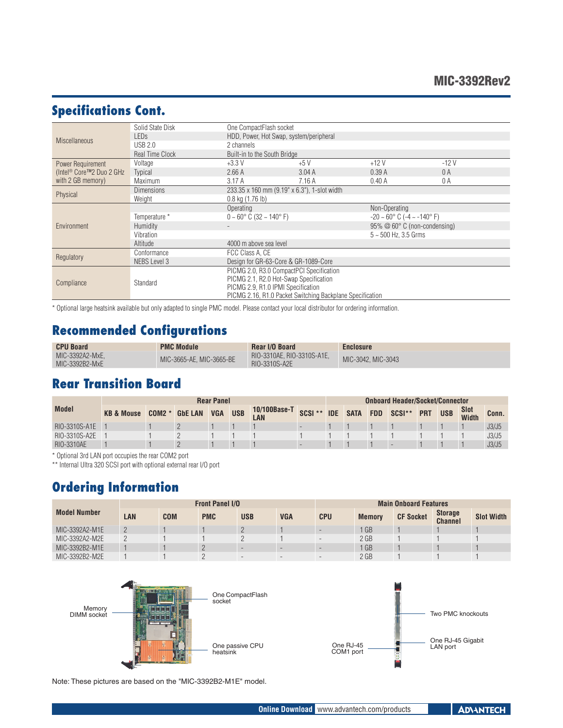## Specifications Cont.

| | | | | | |
|---|---|---|---|---|---|
| Miscellaneous | Solid State Disk | One CompactFlash socket | | | |
| | LEDs | HDD, Power, Hot Swap, system/peripheral | | | |
| | USB 2.0 | 2 channels | | | |
| | Real Time Clock | Built-in to the South Bridge | | | |
| Power Requirement (Intel® Core™2 Duo 2 GHz with 2 GB memory) | Voltage | +3.3 V | +5 V | +12 V | -12 V |
| | Typical | 2.66 A | 3.04 A | 0.39 A | 0 A |
| | Maximum | 3.17 A | 7.16 A | 0.40 A | 0 A |
| Physical | Dimensions | 233.35 x 160 mm (9.19" x 6.3"), 1-slot width | | | |
| | Weight | 0.8 kg (1.76 lb) | | | |
| Environment | | Operating | | Non-Operating | |
| | Temperature * | 0 ~ 60° C (32 ~ 140° F) | | -20 ~ 60° C (-4 ~ -140° F) | |
| | Humidity | - | | 95% @ 60° C (non-condensing) | |
| | Vibration | | | 5 ~ 500 Hz, 3.5 Grms | |
| | Altitude | 4000 m above sea level | | | |
| Regulatory | Conformance | FCC Class A, CE | | | |
| | NEBS Level 3 | Design for GR-63-Core & GR-1089-Core | | | |
| Compliance | Standard | PICMG 2.0, R3.0 CompactPCI Specification<br>PICMG 2.1, R2.0 Hot-Swap Specification<br>PICMG 2.9, R1.0 IPMI Specification<br>PICMG 2.16, R1.0 Packet Switching Backplane Specification | | | |

* Optional large heatsink available but only adapted to single PMC model. Please contact your local distributor for ordering information.

## Recommended Configurations

| CPU Board | PMC Module | Rear I/O Board | Enclosure |
|---|---|---|---|
| MIC-3392A2-MxE, MIC-3392B2-MxE | MIC-3665-AE, MIC-3665-BE | RIO-3310AE, RIO-3310S-A1E, RIO-3310S-A2E | MIC-3042, MIC-3043 |

## Rear Transition Board

| Model | Rear Panel | | | | | | | Onboard Header/Socket/Connector | | | | | | | |
|---|---|---|---|---|---|---|---|---|---|---|---|---|---|---|---|
| | KB & Mouse | COM2 * | GbE LAN | VGA | USB | 10/100Base-T LAN | SCSI ** | IDE | SATA | FDD | SCSI** | PRT | USB | Slot Width | Conn. |
| RIO-3310S-A1E | 1 | 1 | 2 | 1 | 1 | 1 | - | 1 | 1 | 1 | 1 | 1 | 1 | 1 | J3/J5 |
| RIO-3310S-A2E | 1 | 1 | 2 | 1 | 1 | 1 | 1 | 1 | 1 | 1 | 1 | 1 | 1 | 1 | J3/J5 |
| RIO-3310AE | 1 | 1 | 2 | 1 | 1 | 1 | - | 1 | 1 | 1 | - | 1 | 1 | 1 | J3/J5 |

* Optional 3rd LAN port occupies the rear COM2 port

** Internal Ultra 320 SCSI port with optional external rear I/O port

## Ordering Information

| Model Number | Front Panel I/O | | | | | Main Onboard Features | | | | |
|---|---|---|---|---|---|---|---|---|---|---|
| | LAN | COM | PMC | USB | VGA | CPU | Memory | CF Socket | Storage Channel | Slot Width |
| MIC-3392A2-M1E | 2 | 1 | 1 | 2 | 1 | - | 1 GB | 1 | 1 | 1 |
| MIC-3392A2-M2E | 2 | 1 | 1 | 2 | 1 | - | 2 GB | 1 | 1 | 1 |
| MIC-3392B2-M1E | 1 | 1 | 2 | - | - | - | 1 GB | 1 | 1 | 1 |
| MIC-3392B2-M2E | 1 | 1 | 2 | - | - | - | 2 GB | 1 | 1 | 1 |

Memory DIMM socket

One CompactFlash socket

One passive CPU heatsink

Two PMC knockouts

One RJ-45 COM1 port

One RJ-45 Gigabit LAN port

Note: These pictures are based on the "MIC-3392B2-M1E" model.